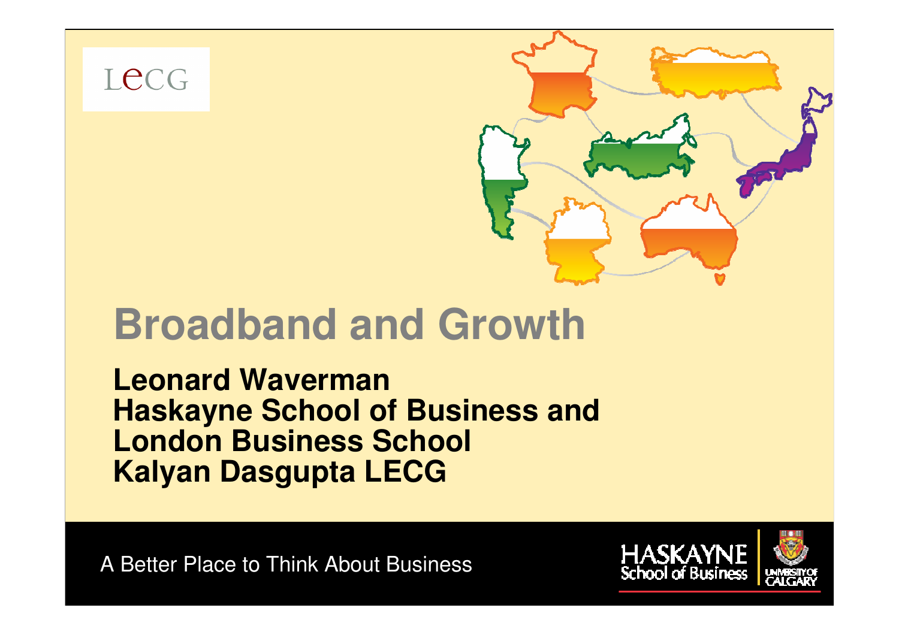LECG

# Broadband and Growth

**Leonard Waverman**
**Haskayne School of Business and London Business School**
**Kalyan Dasgupta LECG**

A Better Place to Think About Business

HASKAYNE School of Business

UNIVERSITY OF CALGARY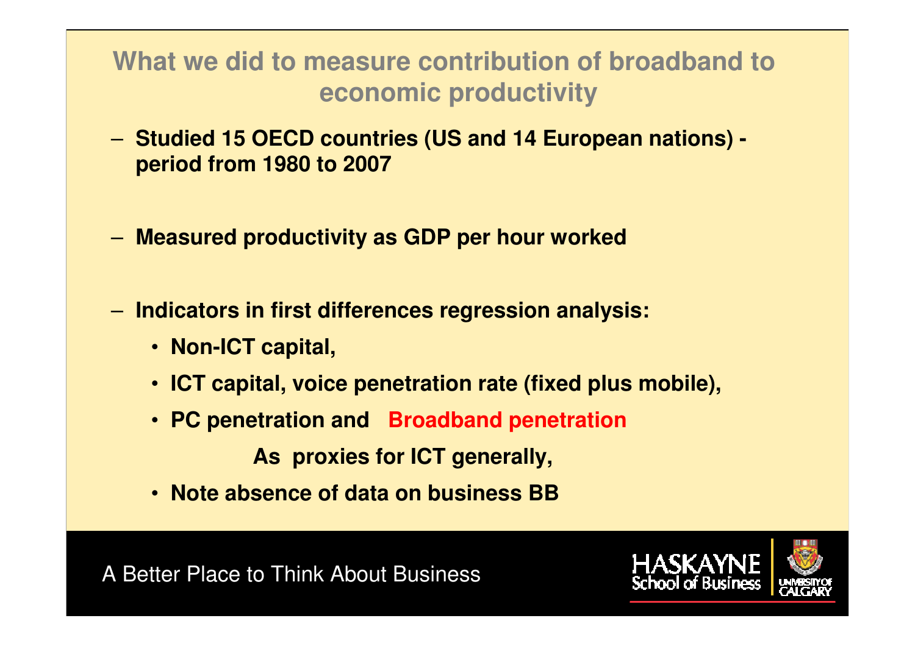## What we did to measure contribution of broadband to economic productivity

- **Studied 15 OECD countries (US and 14 European nations) - period from 1980 to 2007**
- **Measured productivity as GDP per hour worked**
- **Indicators in first differences regression analysis:**
  - **Non-ICT capital,**
  - **ICT capital, voice penetration rate (fixed plus mobile),**
  - **PC penetration and Broadband penetration**

    **As proxies for ICT generally,**
  - **Note absence of data on business BB**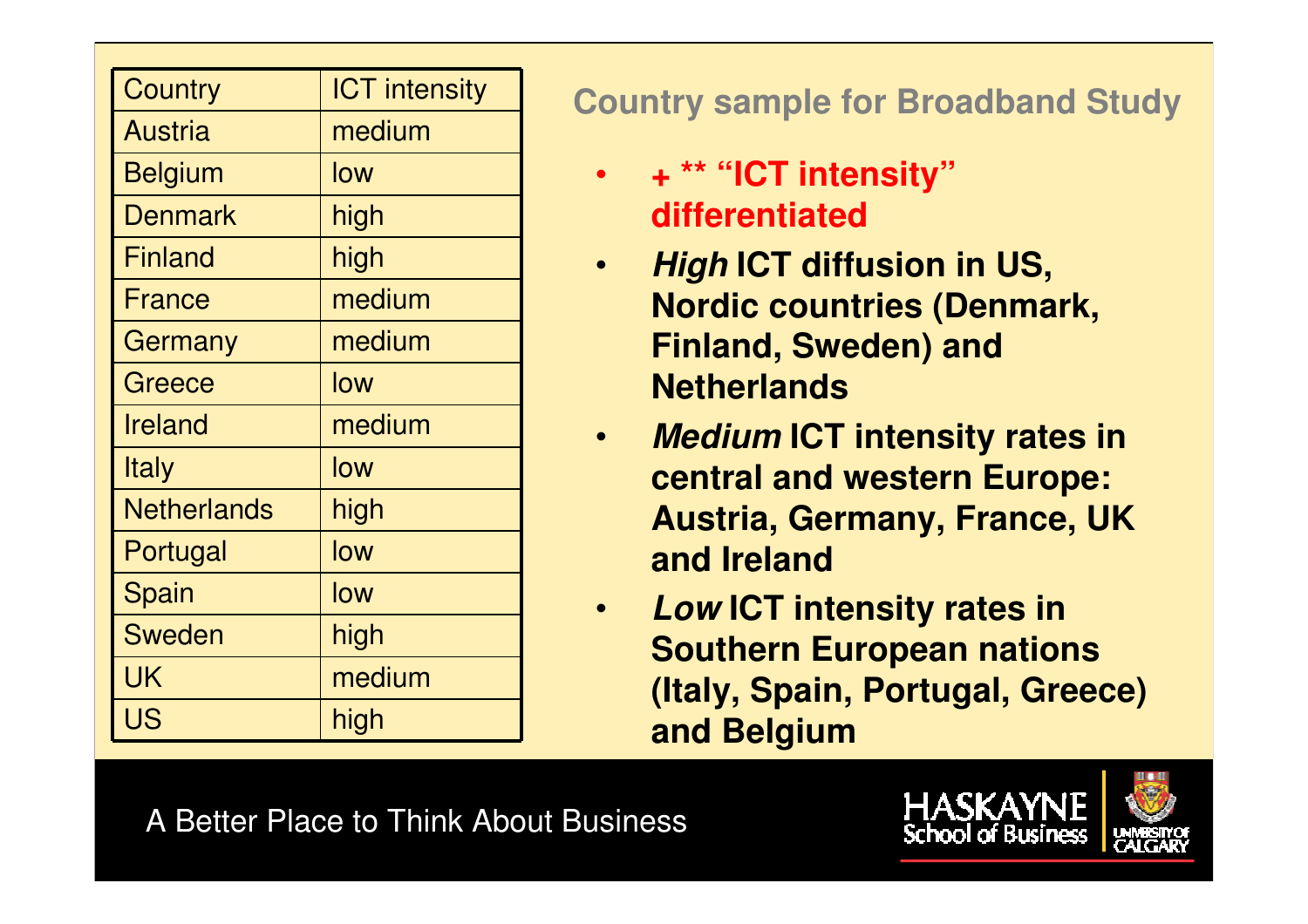| Country | ICT intensity |
| --- | --- |
| Austria | medium |
| Belgium | low |
| Denmark | high |
| Finland | high |
| France | medium |
| Germany | medium |
| Greece | low |
| Ireland | medium |
| Italy | low |
| Netherlands | high |
| Portugal | low |
| Spain | low |
| Sweden | high |
| UK | medium |
| US | high |

## Country sample for Broadband Study

- **+ ** "ICT intensity" differentiated**
- ***High* ICT diffusion in US, Nordic countries (Denmark, Finland, Sweden) and Netherlands**
- ***Medium* ICT intensity rates in central and western Europe: Austria, Germany, France, UK and Ireland**
- ***Low* ICT intensity rates in Southern European nations (Italy, Spain, Portugal, Greece) and Belgium**

A Better Place to Think About Business

HASKAYNE School of Business

UNIVERSITY OF CALGARY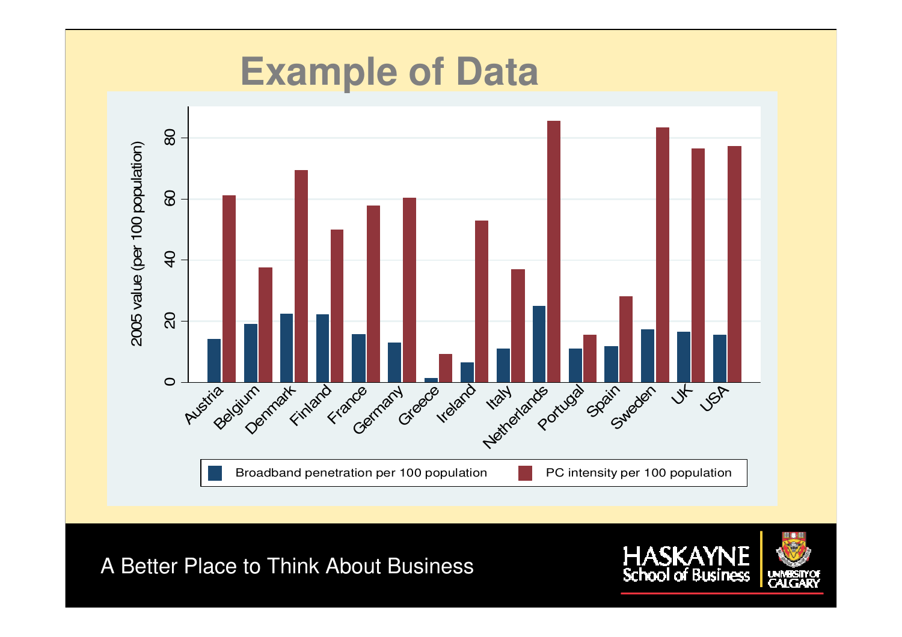# Example of Data

2005 value (per 100 population)

| Country | Broadband penetration per 100 population | PC intensity per 100 population |
|---|---|---|
| Austria | | |
| Belgium | | |
| Denmark | | |
| Finland | | |
| France | | |
| Germany | | |
| Greece | | |
| Ireland | | |
| Italy | | |
| Netherlands | | |
| Portugal | | |
| Spain | | |
| Sweden | | |
| UK | | |
| USA | | |

A Better Place to Think About Business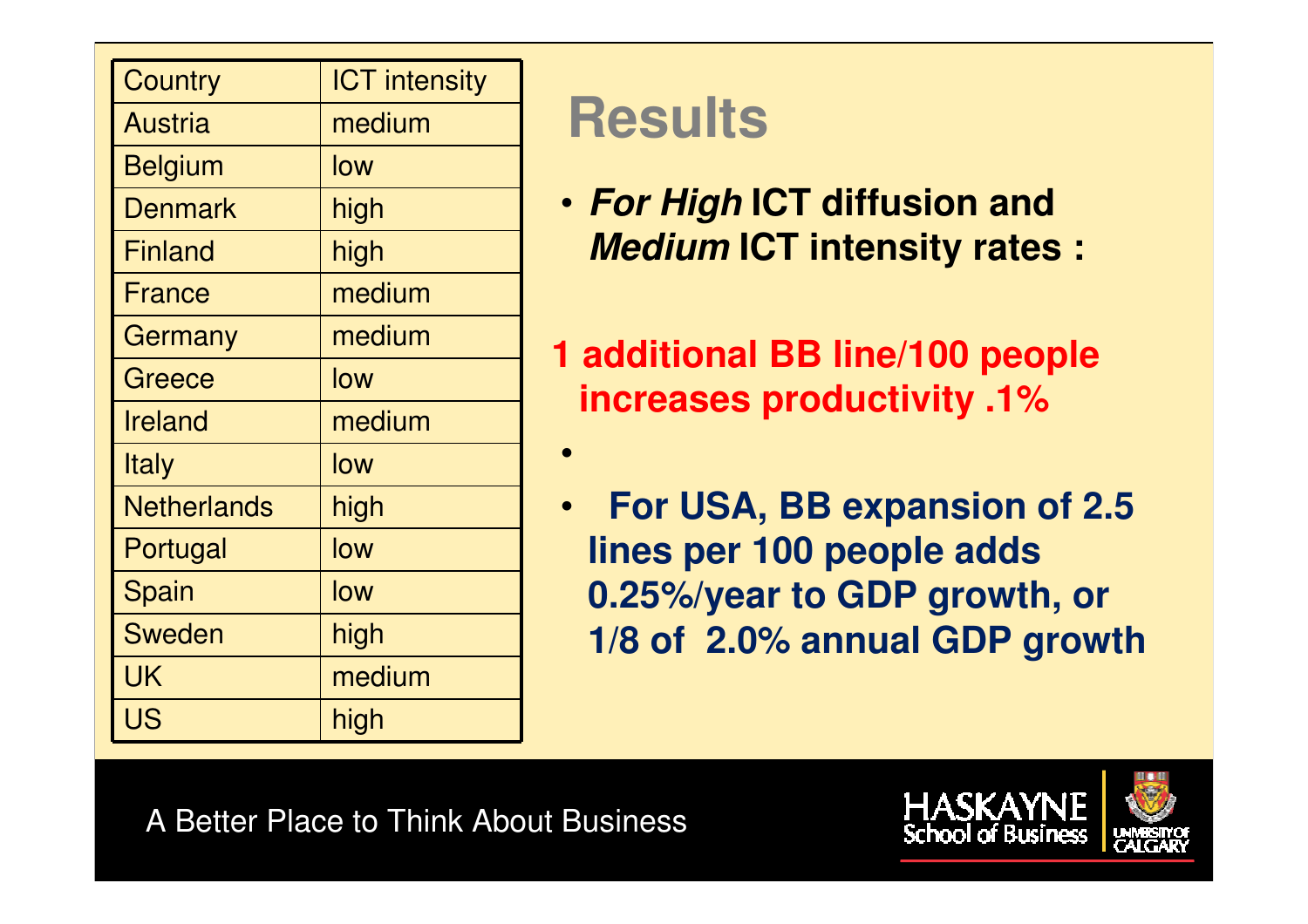| Country | ICT intensity |
| --- | --- |
| Austria | medium |
| Belgium | low |
| Denmark | high |
| Finland | high |
| France | medium |
| Germany | medium |
| Greece | low |
| Ireland | medium |
| Italy | low |
| Netherlands | high |
| Portugal | low |
| Spain | low |
| Sweden | high |
| UK | medium |
| US | high |

# Results

- ***For High*** **ICT diffusion and *Medium* ICT intensity rates :**

**1 additional BB line/100 people increases productivity .1%**

- **For USA, BB expansion of 2.5 lines per 100 people adds 0.25%/year to GDP growth, or 1/8 of 2.0% annual GDP growth**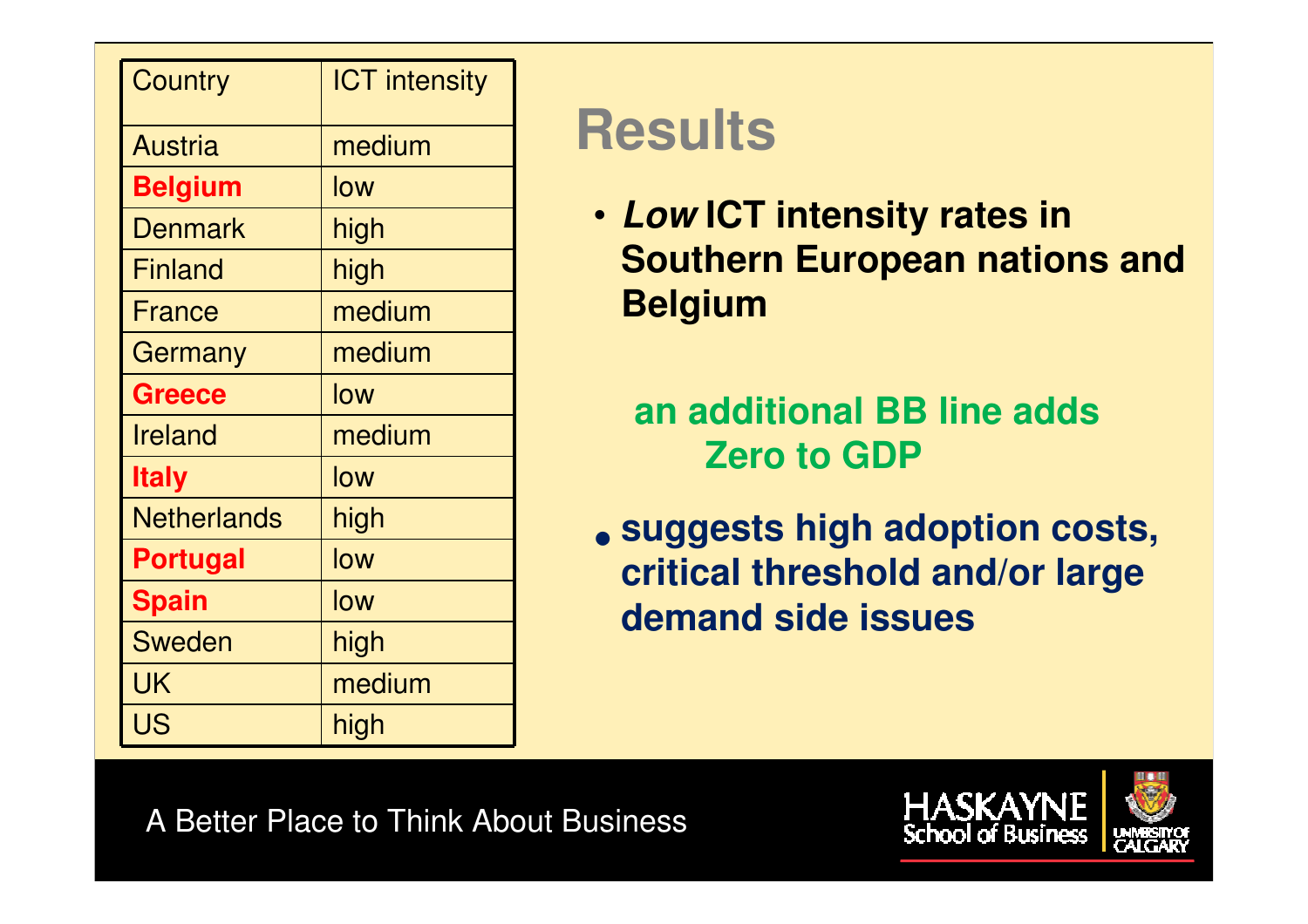| Country | ICT intensity |
|---|---|
| Austria | medium |
| **Belgium** | low |
| Denmark | high |
| Finland | high |
| France | medium |
| Germany | medium |
| **Greece** | low |
| Ireland | medium |
| **Italy** | low |
| Netherlands | high |
| **Portugal** | low |
| **Spain** | low |
| Sweden | high |
| UK | medium |
| US | high |

# Results

- ***Low*** **ICT intensity rates in Southern European nations and Belgium**

**an additional BB line adds Zero to GDP**

- **suggests high adoption costs, critical threshold and/or large demand side issues**

A Better Place to Think About Business

HASKAYNE School of Business

UNIVERSITY OF CALGARY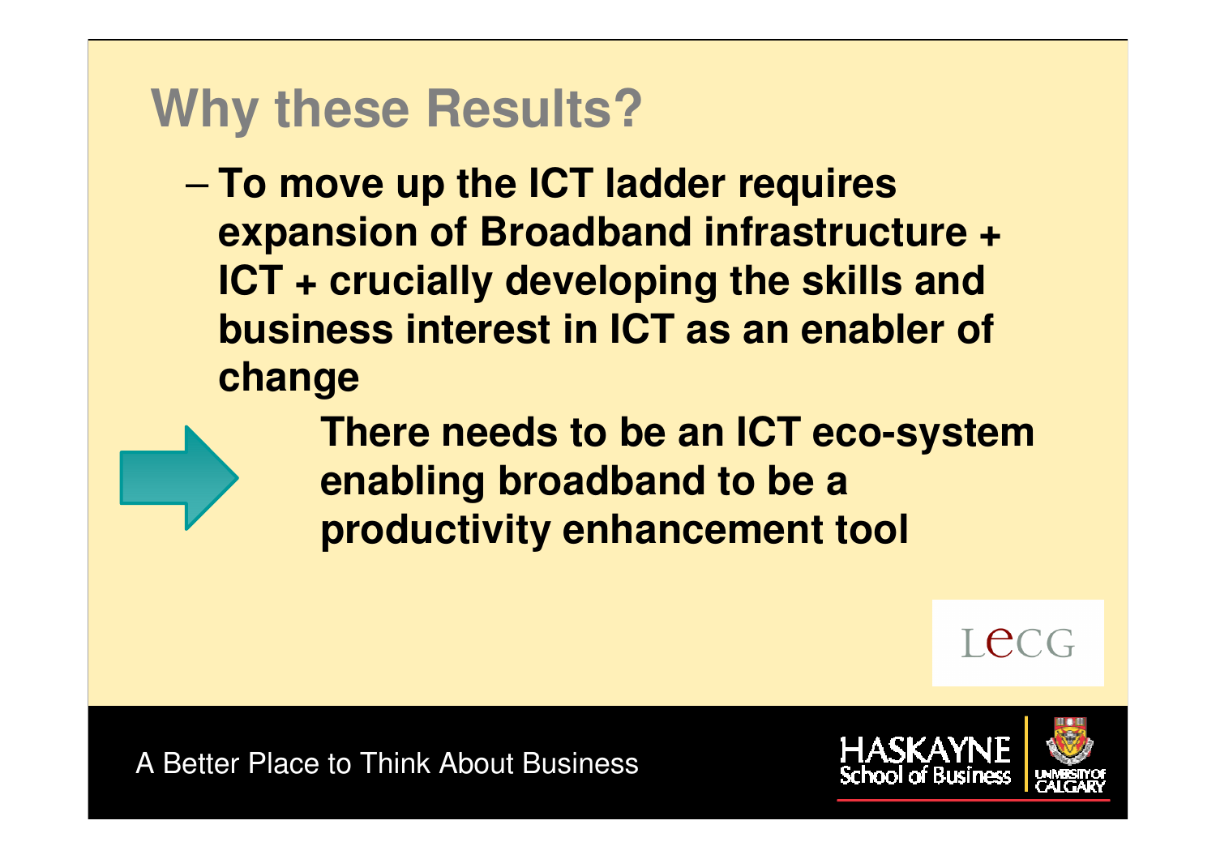# Why these Results?

- **To move up the ICT ladder requires expansion of Broadband infrastructure + ICT + crucially developing the skills and business interest in ICT as an enabler of change**

  **There needs to be an ICT eco-system enabling broadband to be a productivity enhancement tool**

A Better Place to Think About Business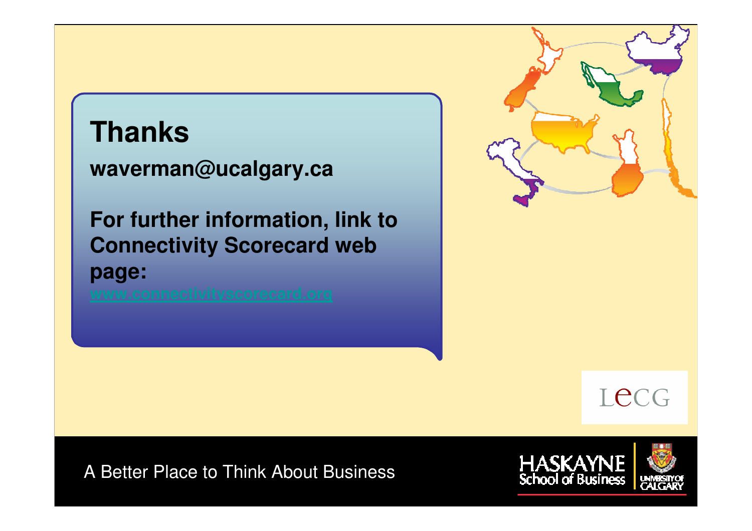# Thanks

**waverman@ucalgary.ca**

**For further information, link to Connectivity Scorecard web page:**

**www.connectivityscorecard.org**

LECG

A Better Place to Think About Business

HASKAYNE School of Business

UNIVERSITY OF CALGARY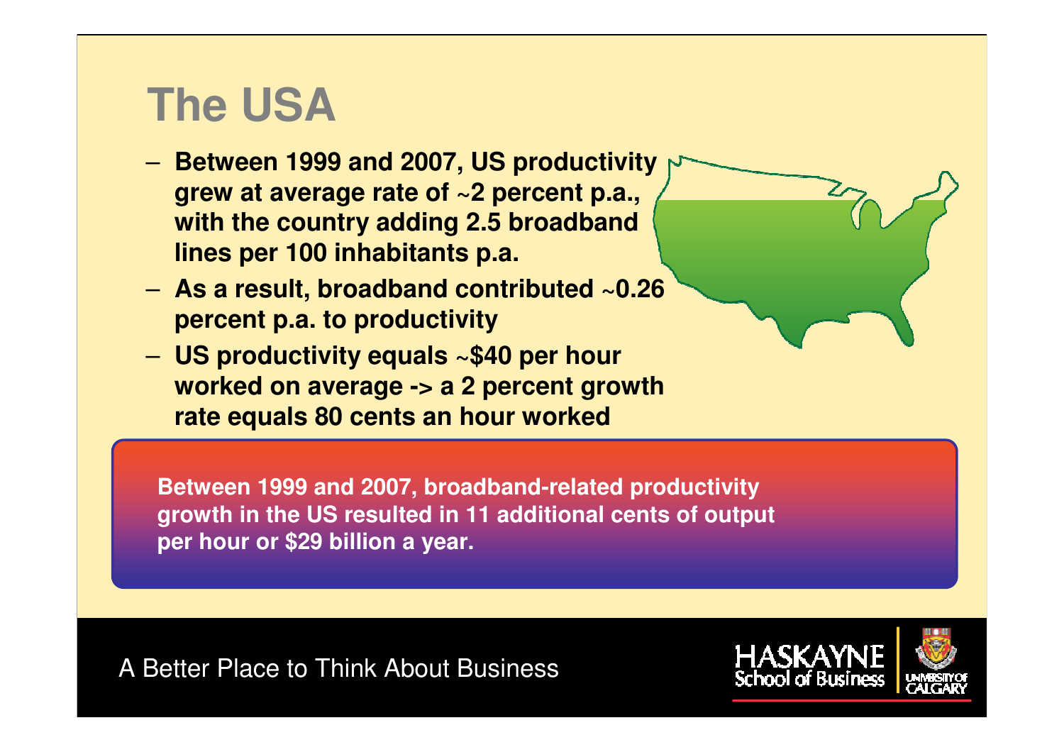# The USA

- Between 1999 and 2007, US productivity grew at average rate of ~2 percent p.a., with the country adding 2.5 broadband lines per 100 inhabitants p.a.
- As a result, broadband contributed ~0.26 percent p.a. to productivity
- US productivity equals ~$40 per hour worked on average -> a 2 percent growth rate equals 80 cents an hour worked

**Between 1999 and 2007, broadband-related productivity growth in the US resulted in 11 additional cents of output per hour or $29 billion a year.**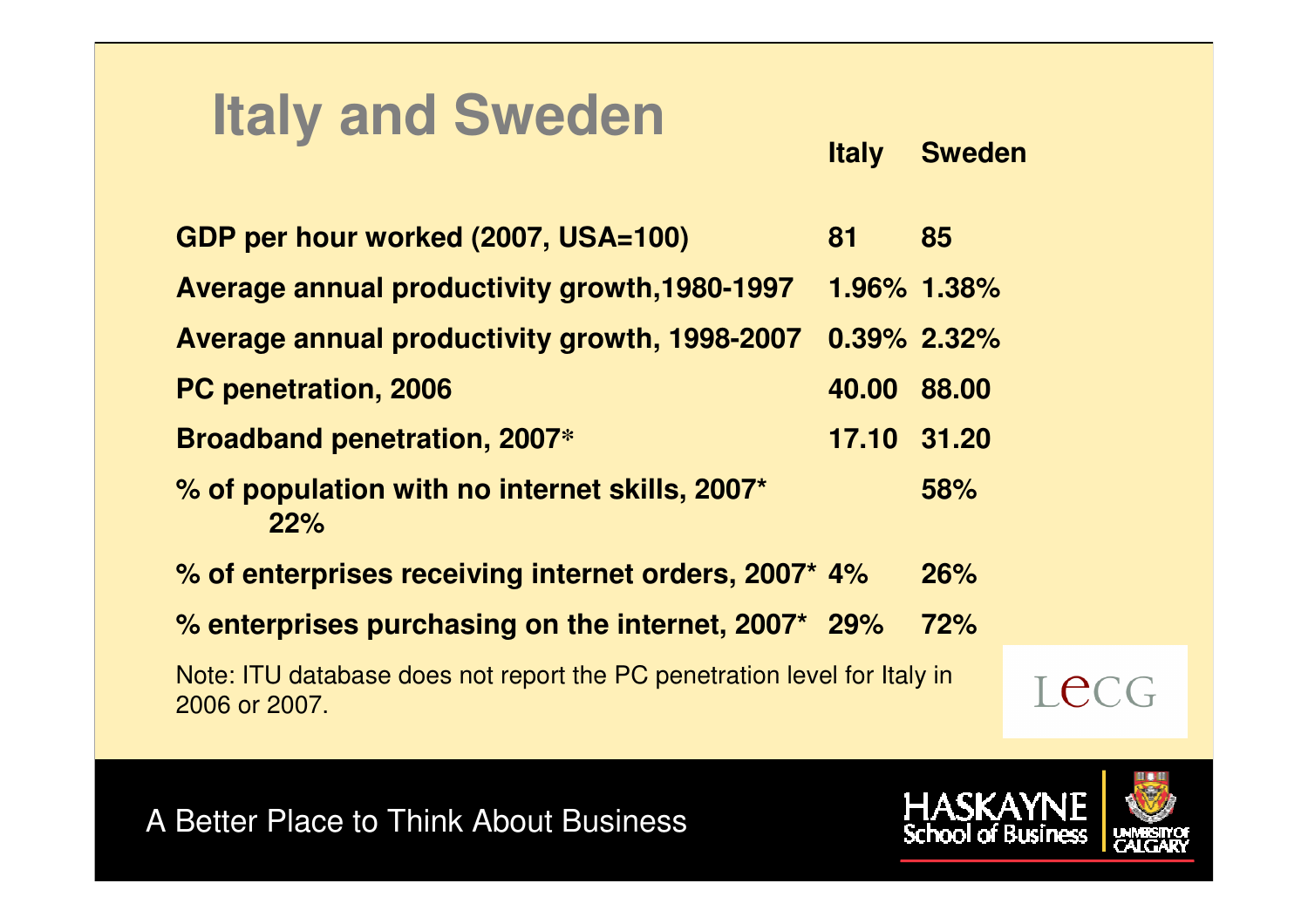# Italy and Sweden

| | Italy | Sweden |
|---|---|---|
| GDP per hour worked (2007, USA=100) | 81 | 85 |
| Average annual productivity growth,1980-1997 | 1.96% | 1.38% |
| Average annual productivity growth, 1998-2007 | 0.39% | 2.32% |
| PC penetration, 2006 | 40.00 | 88.00 |
| Broadband penetration, 2007* | 17.10 | 31.20 |
| % of population with no internet skills, 2007* 22% | | 58% |
| % of enterprises receiving internet orders, 2007* | 4% | 26% |
| % enterprises purchasing on the internet, 2007* | 29% | 72% |

Note: ITU database does not report the PC penetration level for Italy in 2006 or 2007.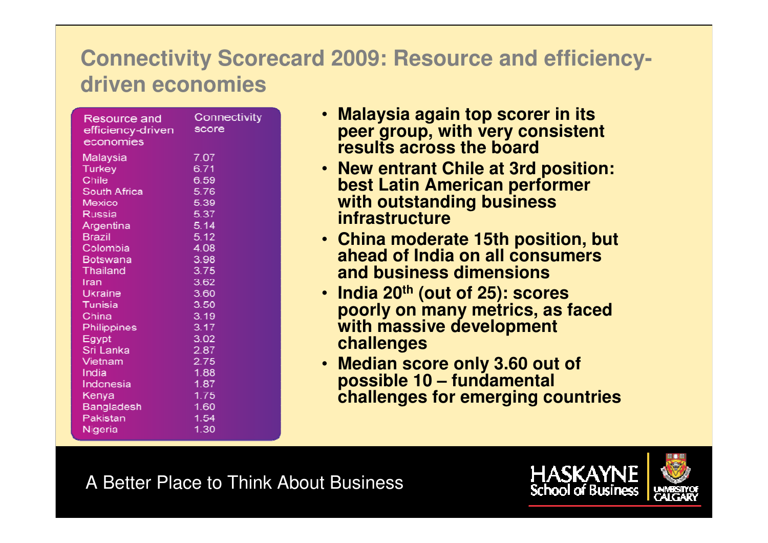# Connectivity Scorecard 2009: Resource and efficiency-driven economies

| Resource and efficiency-driven economies | Connectivity score |
|---|---|
| Malaysia | 7.07 |
| Turkey | 6.71 |
| Chile | 6.59 |
| South Africa | 5.76 |
| Mexico | 5.39 |
| Russia | 5.37 |
| Argentina | 5.14 |
| Brazil | 5.12 |
| Colombia | 4.08 |
| Botswana | 3.98 |
| Thailand | 3.75 |
| Iran | 3.62 |
| Ukraine | 3.60 |
| Tunisia | 3.50 |
| China | 3.19 |
| Philippines | 3.17 |
| Egypt | 3.02 |
| Sri Lanka | 2.87 |
| Vietnam | 2.75 |
| India | 1.88 |
| Indonesia | 1.87 |
| Kenya | 1.75 |
| Bangladesh | 1.60 |
| Pakistan | 1.54 |
| Nigeria | 1.30 |

- **Malaysia again top scorer in its peer group, with very consistent results across the board**
- **New entrant Chile at 3rd position: best Latin American performer with outstanding business infrastructure**
- **China moderate 15th position, but ahead of India on all consumers and business dimensions**
- **India 20th (out of 25): scores poorly on many metrics, as faced with massive development challenges**
- **Median score only 3.60 out of possible 10 – fundamental challenges for emerging countries**

A Better Place to Think About Business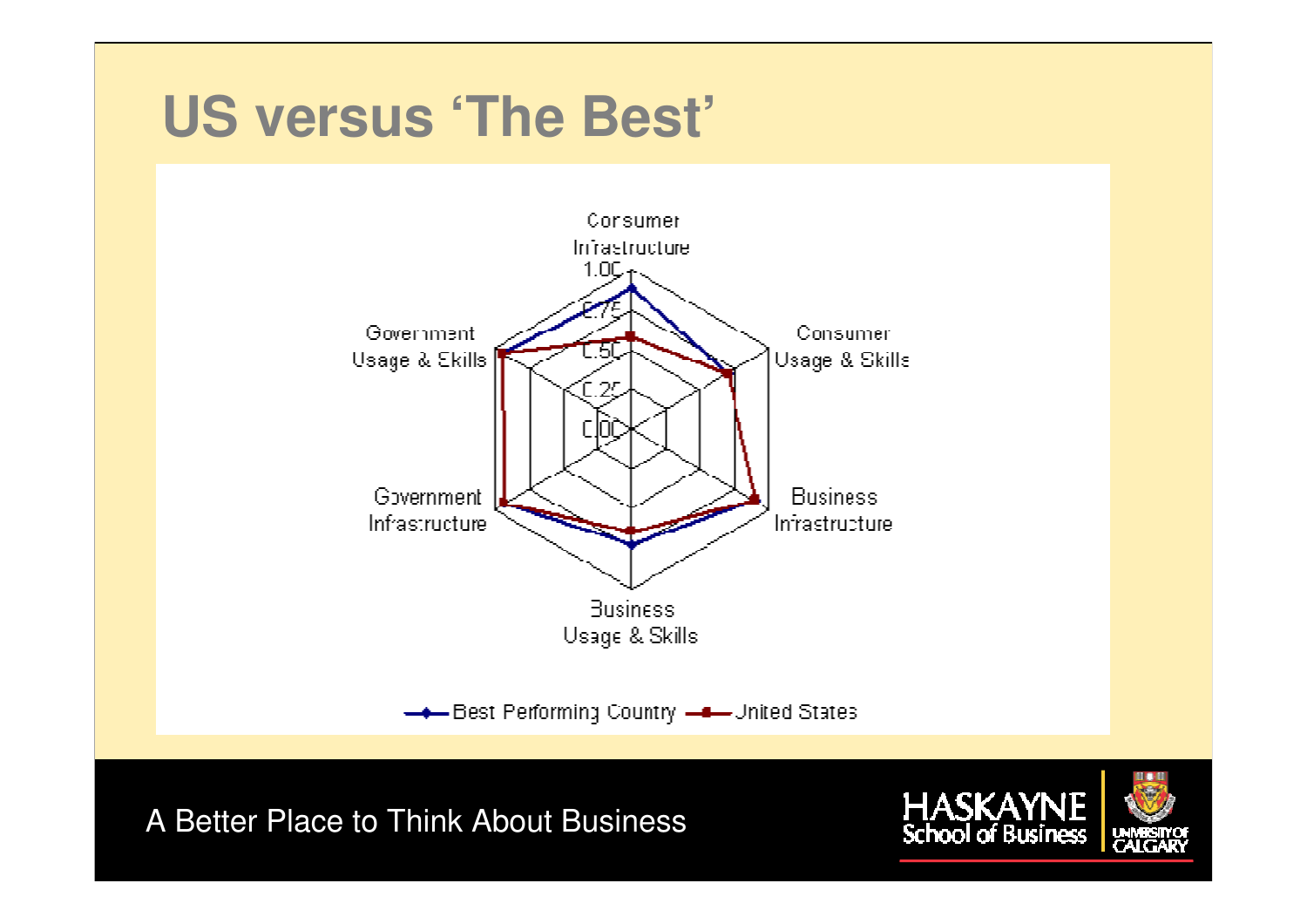# US versus 'The Best'

Consumer Infrastructure

1.00

0.75

0.50

0.25

0.00

Consumer Usage & Skills

Business Infrastructure

Business Usage & Skills

Government Infrastructure

Government Usage & Skills

Best Performing Country

United States

A Better Place to Think About Business